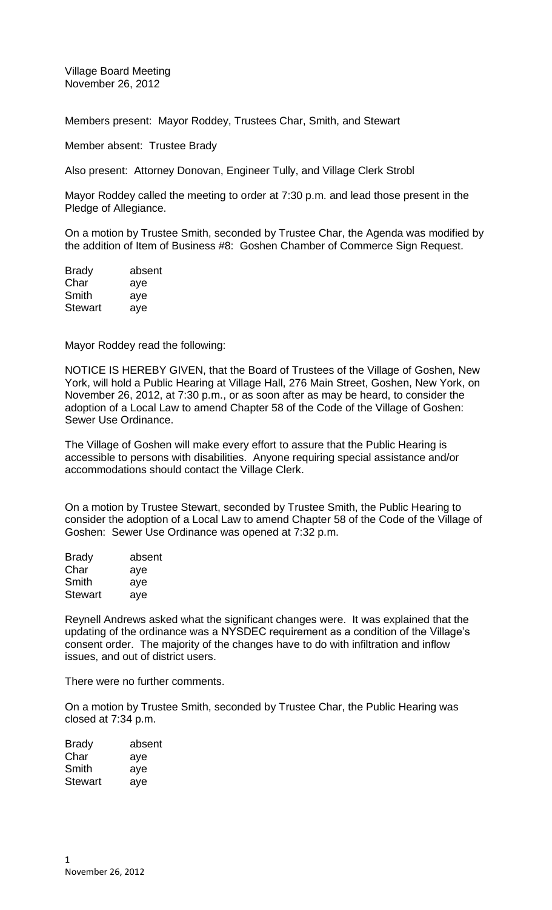Village Board Meeting
November 26, 2012

Members present: Mayor Roddey, Trustees Char, Smith, and Stewart

Member absent: Trustee Brady

Also present: Attorney Donovan, Engineer Tully, and Village Clerk Strobl

Mayor Roddey called the meeting to order at 7:30 p.m. and lead those present in the Pledge of Allegiance.

On a motion by Trustee Smith, seconded by Trustee Char, the Agenda was modified by the addition of Item of Business #8: Goshen Chamber of Commerce Sign Request.

| | |
|---|---|
| Brady | absent |
| Char | aye |
| Smith | aye |
| Stewart | aye |

Mayor Roddey read the following:

NOTICE IS HEREBY GIVEN, that the Board of Trustees of the Village of Goshen, New York, will hold a Public Hearing at Village Hall, 276 Main Street, Goshen, New York, on November 26, 2012, at 7:30 p.m., or as soon after as may be heard, to consider the adoption of a Local Law to amend Chapter 58 of the Code of the Village of Goshen: Sewer Use Ordinance.

The Village of Goshen will make every effort to assure that the Public Hearing is accessible to persons with disabilities. Anyone requiring special assistance and/or accommodations should contact the Village Clerk.

On a motion by Trustee Stewart, seconded by Trustee Smith, the Public Hearing to consider the adoption of a Local Law to amend Chapter 58 of the Code of the Village of Goshen: Sewer Use Ordinance was opened at 7:32 p.m.

| | |
|---|---|
| Brady | absent |
| Char | aye |
| Smith | aye |
| Stewart | aye |

Reynell Andrews asked what the significant changes were. It was explained that the updating of the ordinance was a NYSDEC requirement as a condition of the Village's consent order. The majority of the changes have to do with infiltration and inflow issues, and out of district users.

There were no further comments.

On a motion by Trustee Smith, seconded by Trustee Char, the Public Hearing was closed at 7:34 p.m.

| | |
|---|---|
| Brady | absent |
| Char | aye |
| Smith | aye |
| Stewart | aye |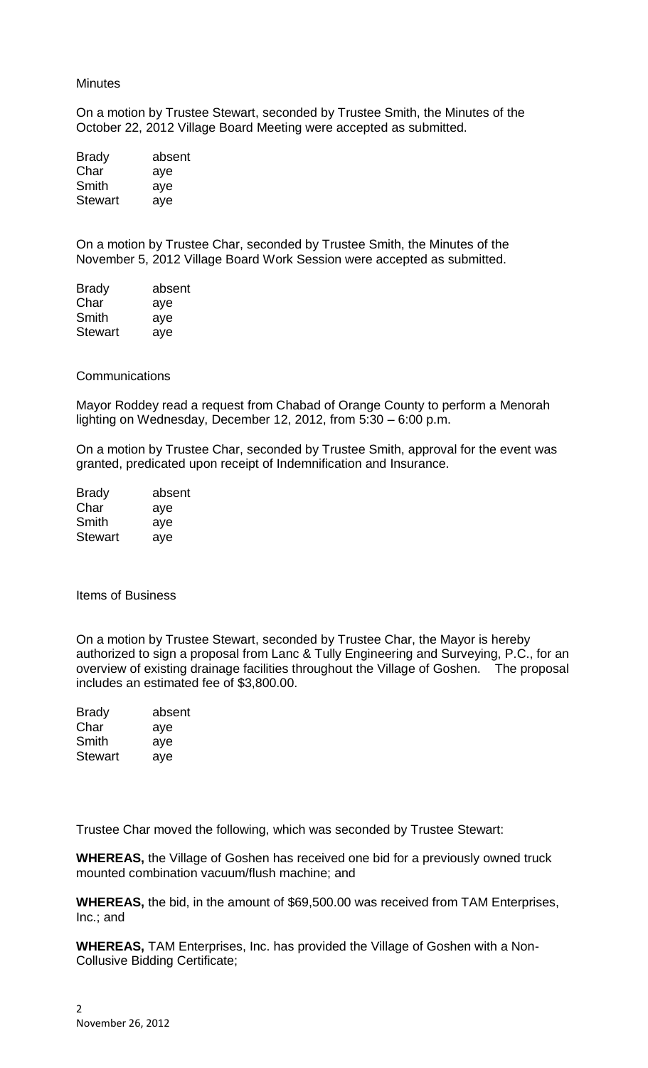Minutes

On a motion by Trustee Stewart, seconded by Trustee Smith, the Minutes of the October 22, 2012 Village Board Meeting were accepted as submitted.

| | |
|---|---|
| Brady | absent |
| Char | aye |
| Smith | aye |
| Stewart | aye |

On a motion by Trustee Char, seconded by Trustee Smith, the Minutes of the November 5, 2012 Village Board Work Session were accepted as submitted.

| | |
|---|---|
| Brady | absent |
| Char | aye |
| Smith | aye |
| Stewart | aye |

Communications

Mayor Roddey read a request from Chabad of Orange County to perform a Menorah lighting on Wednesday, December 12, 2012, from 5:30 – 6:00 p.m.

On a motion by Trustee Char, seconded by Trustee Smith, approval for the event was granted, predicated upon receipt of Indemnification and Insurance.

| | |
|---|---|
| Brady | absent |
| Char | aye |
| Smith | aye |
| Stewart | aye |

Items of Business

On a motion by Trustee Stewart, seconded by Trustee Char, the Mayor is hereby authorized to sign a proposal from Lanc & Tully Engineering and Surveying, P.C., for an overview of existing drainage facilities throughout the Village of Goshen. The proposal includes an estimated fee of $3,800.00.

| | |
|---|---|
| Brady | absent |
| Char | aye |
| Smith | aye |
| Stewart | aye |

Trustee Char moved the following, which was seconded by Trustee Stewart:

**WHEREAS,** the Village of Goshen has received one bid for a previously owned truck mounted combination vacuum/flush machine; and

**WHEREAS,** the bid, in the amount of $69,500.00 was received from TAM Enterprises, Inc.; and

**WHEREAS,** TAM Enterprises, Inc. has provided the Village of Goshen with a Non-Collusive Bidding Certificate;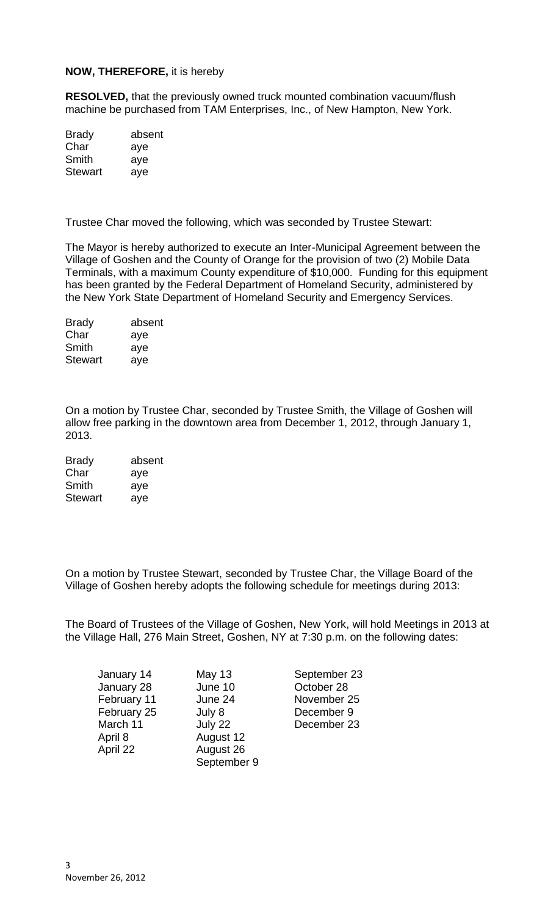**NOW, THEREFORE,** it is hereby

**RESOLVED,** that the previously owned truck mounted combination vacuum/flush machine be purchased from TAM Enterprises, Inc., of New Hampton, New York.

| | |
|---|---|
| Brady | absent |
| Char | aye |
| Smith | aye |
| Stewart | aye |

Trustee Char moved the following, which was seconded by Trustee Stewart:

The Mayor is hereby authorized to execute an Inter-Municipal Agreement between the Village of Goshen and the County of Orange for the provision of two (2) Mobile Data Terminals, with a maximum County expenditure of $10,000. Funding for this equipment has been granted by the Federal Department of Homeland Security, administered by the New York State Department of Homeland Security and Emergency Services.

| | |
|---|---|
| Brady | absent |
| Char | aye |
| Smith | aye |
| Stewart | aye |

On a motion by Trustee Char, seconded by Trustee Smith, the Village of Goshen will allow free parking in the downtown area from December 1, 2012, through January 1, 2013.

| | |
|---|---|
| Brady | absent |
| Char | aye |
| Smith | aye |
| Stewart | aye |

On a motion by Trustee Stewart, seconded by Trustee Char, the Village Board of the Village of Goshen hereby adopts the following schedule for meetings during 2013:

The Board of Trustees of the Village of Goshen, New York, will hold Meetings in 2013 at the Village Hall, 276 Main Street, Goshen, NY at 7:30 p.m. on the following dates:

| | | |
|---|---|---|
| January 14 | May 13 | September 23 |
| January 28 | June 10 | October 28 |
| February 11 | June 24 | November 25 |
| February 25 | July 8 | December 9 |
| March 11 | July 22 | December 23 |
| April 8 | August 12 | |
| April 22 | August 26 | |
| | September 9 | |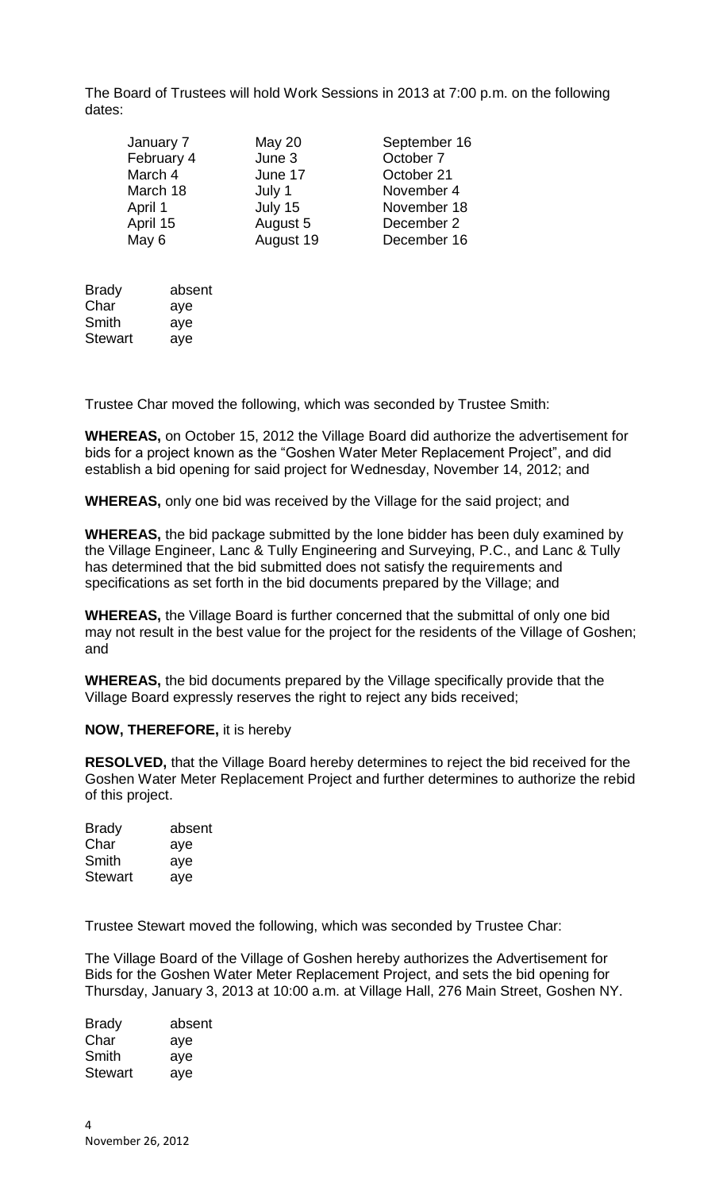The Board of Trustees will hold Work Sessions in 2013 at 7:00 p.m. on the following dates:

| | | |
|---|---|---|
| January 7 | May 20 | September 16 |
| February 4 | June 3 | October 7 |
| March 4 | June 17 | October 21 |
| March 18 | July 1 | November 4 |
| April 1 | July 15 | November 18 |
| April 15 | August 5 | December 2 |
| May 6 | August 19 | December 16 |

| | |
|---|---|
| Brady | absent |
| Char | aye |
| Smith | aye |
| Stewart | aye |

Trustee Char moved the following, which was seconded by Trustee Smith:

**WHEREAS,** on October 15, 2012 the Village Board did authorize the advertisement for bids for a project known as the "Goshen Water Meter Replacement Project", and did establish a bid opening for said project for Wednesday, November 14, 2012; and

**WHEREAS,** only one bid was received by the Village for the said project; and

**WHEREAS,** the bid package submitted by the lone bidder has been duly examined by the Village Engineer, Lanc & Tully Engineering and Surveying, P.C., and Lanc & Tully has determined that the bid submitted does not satisfy the requirements and specifications as set forth in the bid documents prepared by the Village; and

**WHEREAS,** the Village Board is further concerned that the submittal of only one bid may not result in the best value for the project for the residents of the Village of Goshen; and

**WHEREAS,** the bid documents prepared by the Village specifically provide that the Village Board expressly reserves the right to reject any bids received;

**NOW, THEREFORE,** it is hereby

**RESOLVED,** that the Village Board hereby determines to reject the bid received for the Goshen Water Meter Replacement Project and further determines to authorize the rebid of this project.

| | |
|---|---|
| Brady | absent |
| Char | aye |
| Smith | aye |
| Stewart | aye |

Trustee Stewart moved the following, which was seconded by Trustee Char:

The Village Board of the Village of Goshen hereby authorizes the Advertisement for Bids for the Goshen Water Meter Replacement Project, and sets the bid opening for Thursday, January 3, 2013 at 10:00 a.m. at Village Hall, 276 Main Street, Goshen NY.

| | |
|---|---|
| Brady | absent |
| Char | aye |
| Smith | aye |
| Stewart | aye |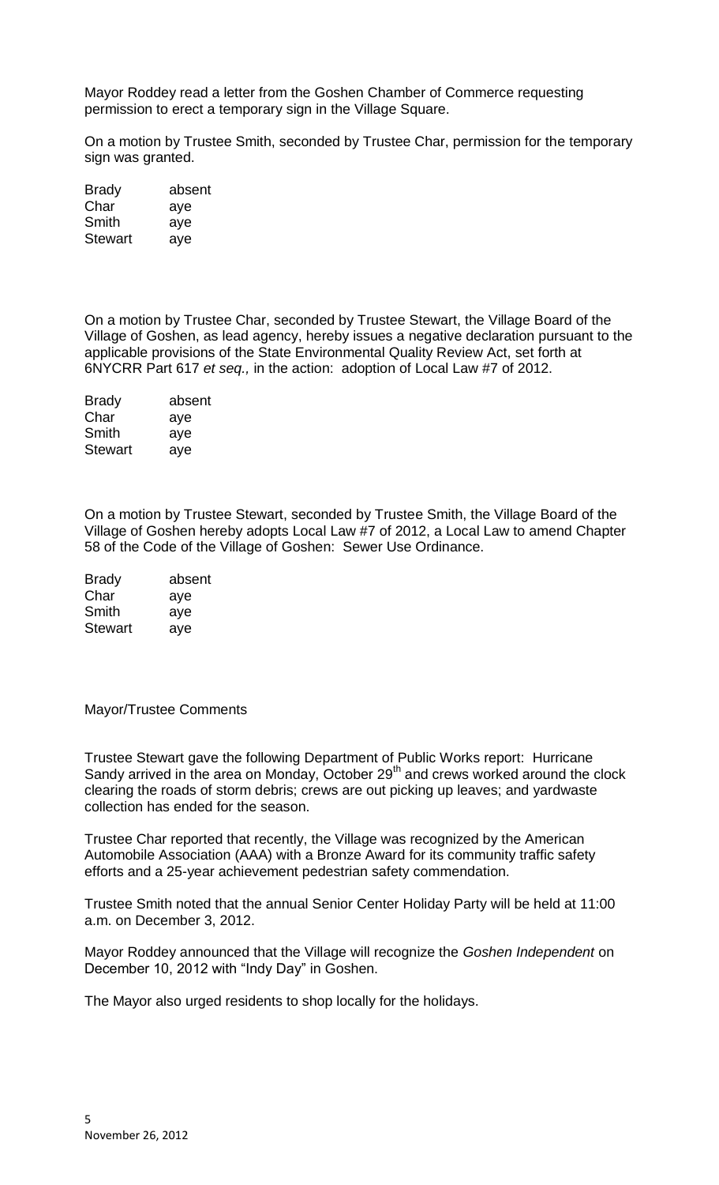Mayor Roddey read a letter from the Goshen Chamber of Commerce requesting permission to erect a temporary sign in the Village Square.

On a motion by Trustee Smith, seconded by Trustee Char, permission for the temporary sign was granted.

| | |
|---|---|
| Brady | absent |
| Char | aye |
| Smith | aye |
| Stewart | aye |

On a motion by Trustee Char, seconded by Trustee Stewart, the Village Board of the Village of Goshen, as lead agency, hereby issues a negative declaration pursuant to the applicable provisions of the State Environmental Quality Review Act, set forth at 6NYCRR Part 617 *et seq.,* in the action: adoption of Local Law #7 of 2012.

| | |
|---|---|
| Brady | absent |
| Char | aye |
| Smith | aye |
| Stewart | aye |

On a motion by Trustee Stewart, seconded by Trustee Smith, the Village Board of the Village of Goshen hereby adopts Local Law #7 of 2012, a Local Law to amend Chapter 58 of the Code of the Village of Goshen: Sewer Use Ordinance.

| | |
|---|---|
| Brady | absent |
| Char | aye |
| Smith | aye |
| Stewart | aye |

Mayor/Trustee Comments

Trustee Stewart gave the following Department of Public Works report: Hurricane Sandy arrived in the area on Monday, October 29th and crews worked around the clock clearing the roads of storm debris; crews are out picking up leaves; and yardwaste collection has ended for the season.

Trustee Char reported that recently, the Village was recognized by the American Automobile Association (AAA) with a Bronze Award for its community traffic safety efforts and a 25-year achievement pedestrian safety commendation.

Trustee Smith noted that the annual Senior Center Holiday Party will be held at 11:00 a.m. on December 3, 2012.

Mayor Roddey announced that the Village will recognize the *Goshen Independent* on December 10, 2012 with "Indy Day" in Goshen.

The Mayor also urged residents to shop locally for the holidays.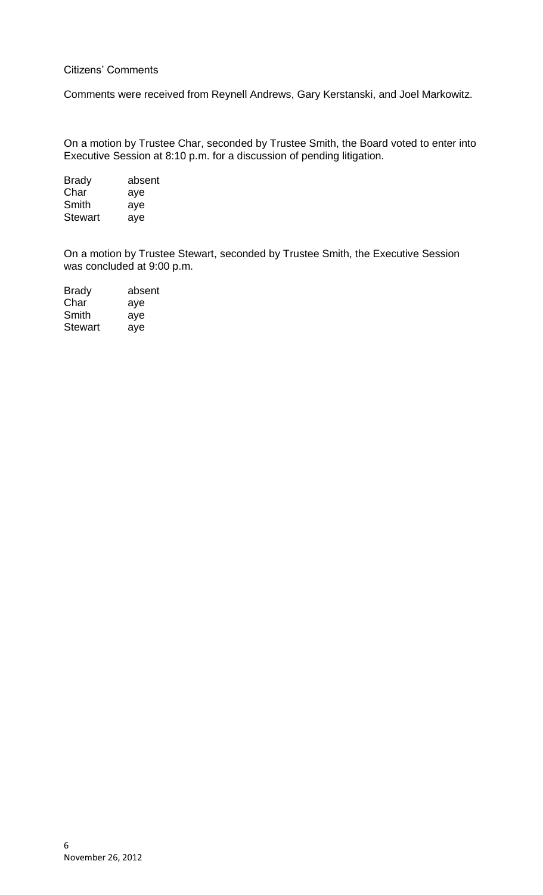Citizens' Comments

Comments were received from Reynell Andrews, Gary Kerstanski, and Joel Markowitz.

On a motion by Trustee Char, seconded by Trustee Smith, the Board voted to enter into Executive Session at 8:10 p.m. for a discussion of pending litigation.

| | |
|---|---|
| Brady | absent |
| Char | aye |
| Smith | aye |
| Stewart | aye |

On a motion by Trustee Stewart, seconded by Trustee Smith, the Executive Session was concluded at 9:00 p.m.

| | |
|---|---|
| Brady | absent |
| Char | aye |
| Smith | aye |
| Stewart | aye |